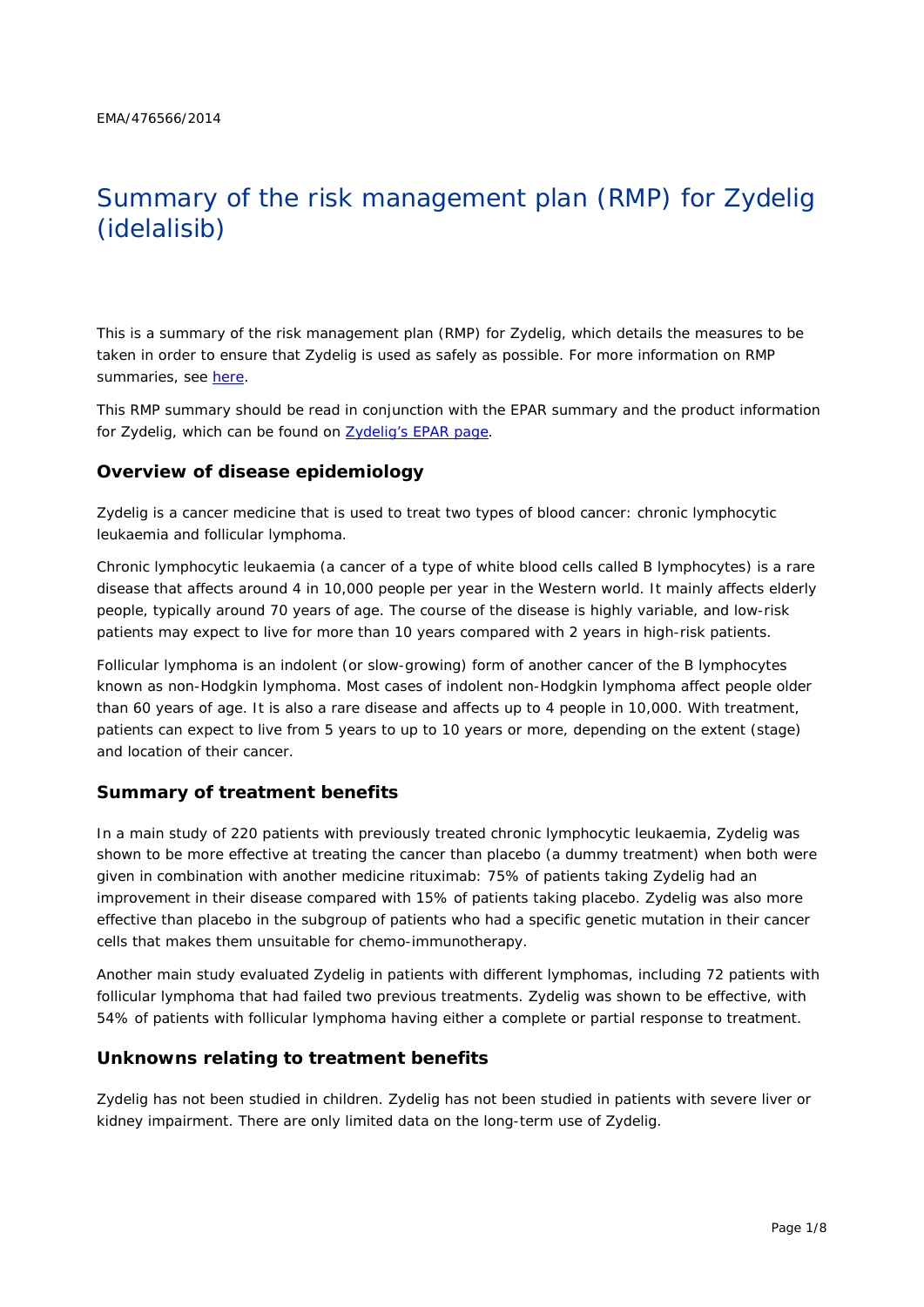EMA/476566/2014

# Summary of the risk management plan (RMP) for Zydelig (idelalisib)

This is a summary of the risk management plan (RMP) for Zydelig, which details the measures to be taken in order to ensure that Zydelig is used as safely as possible. For more information on RMP summaries, see here.

This RMP summary should be read in conjunction with the EPAR summary and the product information for Zydelig, which can be found on Zydelig's EPAR page.

## Overview of disease epidemiology

Zydelig is a cancer medicine that is used to treat two types of blood cancer: chronic lymphocytic leukaemia and follicular lymphoma.

Chronic lymphocytic leukaemia (a cancer of a type of white blood cells called B lymphocytes) is a rare disease that affects around 4 in 10,000 people per year in the Western world. It mainly affects elderly people, typically around 70 years of age. The course of the disease is highly variable, and low-risk patients may expect to live for more than 10 years compared with 2 years in high-risk patients.

Follicular lymphoma is an indolent (or slow-growing) form of another cancer of the B lymphocytes known as non-Hodgkin lymphoma. Most cases of indolent non-Hodgkin lymphoma affect people older than 60 years of age. It is also a rare disease and affects up to 4 people in 10,000. With treatment, patients can expect to live from 5 years to up to 10 years or more, depending on the extent (stage) and location of their cancer.

## Summary of treatment benefits

In a main study of 220 patients with previously treated chronic lymphocytic leukaemia, Zydelig was shown to be more effective at treating the cancer than placebo (a dummy treatment) when both were given in combination with another medicine rituximab: 75% of patients taking Zydelig had an improvement in their disease compared with 15% of patients taking placebo. Zydelig was also more effective than placebo in the subgroup of patients who had a specific genetic mutation in their cancer cells that makes them unsuitable for chemo-immunotherapy.

Another main study evaluated Zydelig in patients with different lymphomas, including 72 patients with follicular lymphoma that had failed two previous treatments. Zydelig was shown to be effective, with 54% of patients with follicular lymphoma having either a complete or partial response to treatment.

## Unknowns relating to treatment benefits

Zydelig has not been studied in children. Zydelig has not been studied in patients with severe liver or kidney impairment. There are only limited data on the long-term use of Zydelig.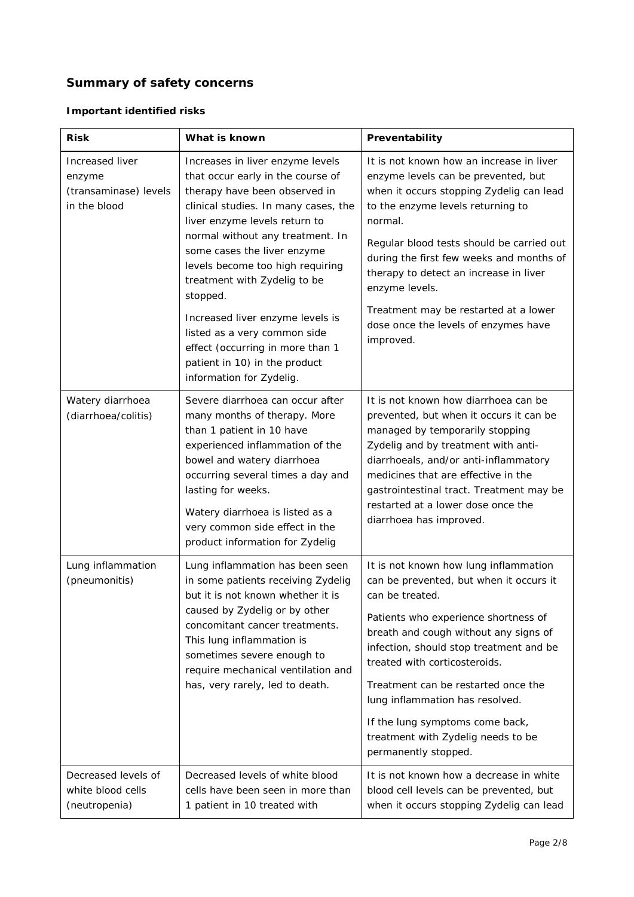## Summary of safety concerns

### Important identified risks

| Risk | What is known | Preventability |
|---|---|---|
| Increased liver enzyme (transaminase) levels in the blood | Increases in liver enzyme levels that occur early in the course of therapy have been observed in clinical studies. In many cases, the liver enzyme levels return to normal without any treatment. In some cases the liver enzyme levels become too high requiring treatment with Zydelig to be stopped.<br><br>Increased liver enzyme levels is listed as a very common side effect (occurring in more than 1 patient in 10) in the product information for Zydelig. | It is not known how an increase in liver enzyme levels can be prevented, but when it occurs stopping Zydelig can lead to the enzyme levels returning to normal.<br><br>Regular blood tests should be carried out during the first few weeks and months of therapy to detect an increase in liver enzyme levels.<br><br>Treatment may be restarted at a lower dose once the levels of enzymes have improved. |
| Watery diarrhoea (diarrhoea/colitis) | Severe diarrhoea can occur after many months of therapy. More than 1 patient in 10 have experienced inflammation of the bowel and watery diarrhoea occurring several times a day and lasting for weeks.<br><br>Watery diarrhoea is listed as a very common side effect in the product information for Zydelig | It is not known how diarrhoea can be prevented, but when it occurs it can be managed by temporarily stopping Zydelig and by treatment with anti-diarrhoeals, and/or anti-inflammatory medicines that are effective in the gastrointestinal tract. Treatment may be restarted at a lower dose once the diarrhoea has improved. |
| Lung inflammation (pneumonitis) | Lung inflammation has been seen in some patients receiving Zydelig but it is not known whether it is caused by Zydelig or by other concomitant cancer treatments. This lung inflammation is sometimes severe enough to require mechanical ventilation and has, very rarely, led to death. | It is not known how lung inflammation can be prevented, but when it occurs it can be treated.<br><br>Patients who experience shortness of breath and cough without any signs of infection, should stop treatment and be treated with corticosteroids.<br><br>Treatment can be restarted once the lung inflammation has resolved.<br><br>If the lung symptoms come back, treatment with Zydelig needs to be permanently stopped. |
| Decreased levels of white blood cells (neutropenia) | Decreased levels of white blood cells have been seen in more than 1 patient in 10 treated with | It is not known how a decrease in white blood cell levels can be prevented, but when it occurs stopping Zydelig can lead |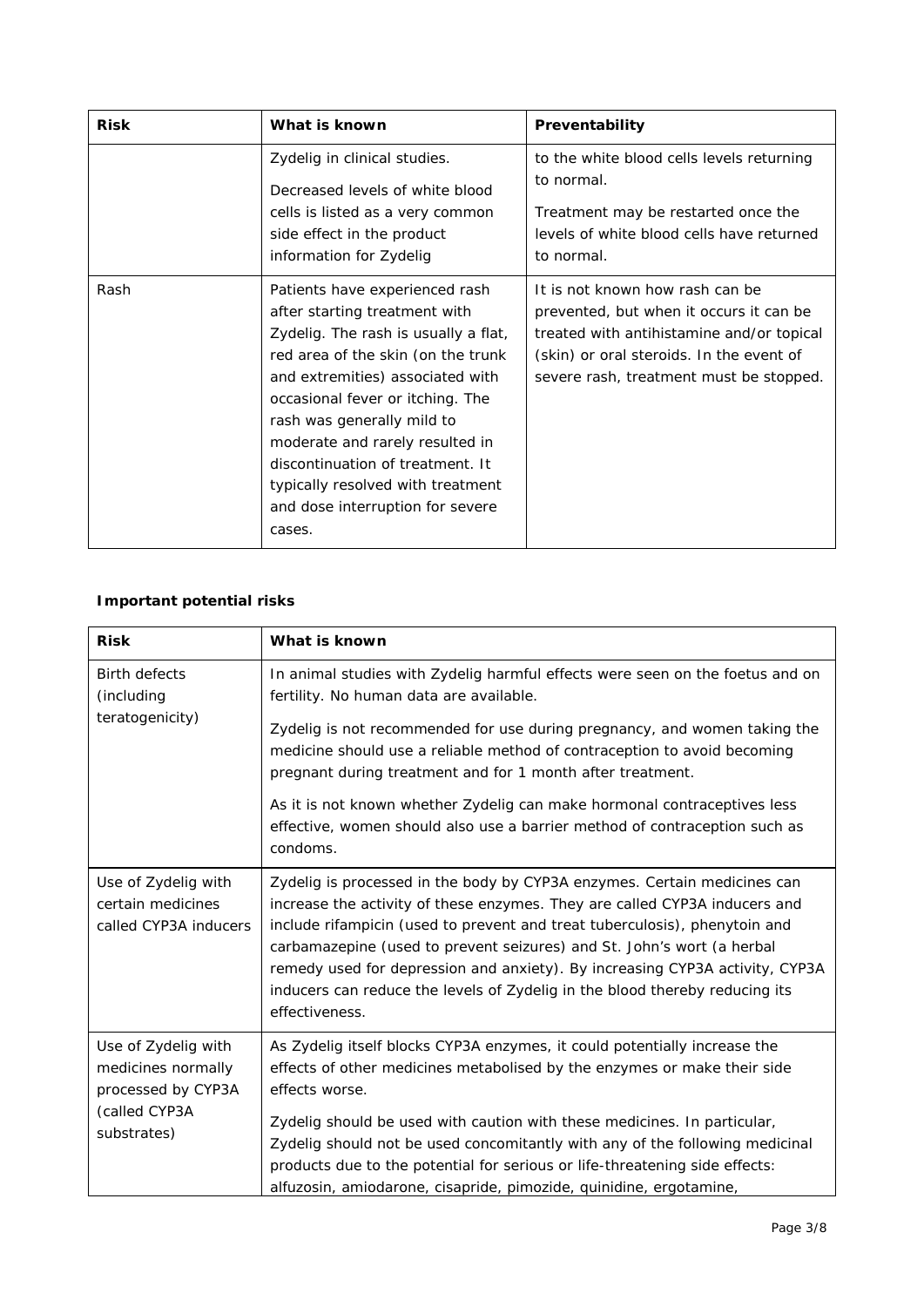| Risk | What is known | Preventability |
|---|---|---|
| | Zydelig in clinical studies.<br><br>Decreased levels of white blood cells is listed as a very common side effect in the product information for Zydelig | to the white blood cells levels returning to normal.<br><br>Treatment may be restarted once the levels of white blood cells have returned to normal. |
| Rash | Patients have experienced rash after starting treatment with Zydelig. The rash is usually a flat, red area of the skin (on the trunk and extremities) associated with occasional fever or itching. The rash was generally mild to moderate and rarely resulted in discontinuation of treatment. It typically resolved with treatment and dose interruption for severe cases. | It is not known how rash can be prevented, but when it occurs it can be treated with antihistamine and/or topical (skin) or oral steroids. In the event of severe rash, treatment must be stopped. |

**Important potential risks**

| Risk | What is known |
|---|---|
| Birth defects (including teratogenicity) | In animal studies with Zydelig harmful effects were seen on the foetus and on fertility. No human data are available.<br><br>Zydelig is not recommended for use during pregnancy, and women taking the medicine should use a reliable method of contraception to avoid becoming pregnant during treatment and for 1 month after treatment.<br><br>As it is not known whether Zydelig can make hormonal contraceptives less effective, women should also use a barrier method of contraception such as condoms. |
| Use of Zydelig with certain medicines called CYP3A inducers | Zydelig is processed in the body by CYP3A enzymes. Certain medicines can increase the activity of these enzymes. They are called CYP3A inducers and include rifampicin (used to prevent and treat tuberculosis), phenytoin and carbamazepine (used to prevent seizures) and St. John's wort (a herbal remedy used for depression and anxiety). By increasing CYP3A activity, CYP3A inducers can reduce the levels of Zydelig in the blood thereby reducing its effectiveness. |
| Use of Zydelig with medicines normally processed by CYP3A (called CYP3A substrates) | As Zydelig itself blocks CYP3A enzymes, it could potentially increase the effects of other medicines metabolised by the enzymes or make their side effects worse.<br><br>Zydelig should be used with caution with these medicines. In particular, Zydelig should not be used concomitantly with any of the following medicinal products due to the potential for serious or life-threatening side effects: alfuzosin, amiodarone, cisapride, pimozide, quinidine, ergotamine, |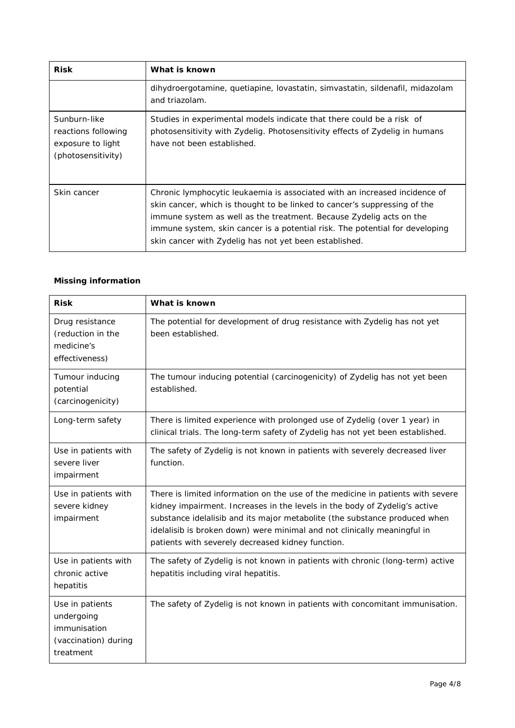| Risk | What is known |
| --- | --- |
| | dihydroergotamine, quetiapine, lovastatin, simvastatin, sildenafil, midazolam and triazolam. |
| Sunburn-like reactions following exposure to light (photosensitivity) | Studies in experimental models indicate that there could be a risk of photosensitivity with Zydelig. Photosensitivity effects of Zydelig in humans have not been established. |
| Skin cancer | Chronic lymphocytic leukaemia is associated with an increased incidence of skin cancer, which is thought to be linked to cancer's suppressing of the immune system as well as the treatment. Because Zydelig acts on the immune system, skin cancer is a potential risk. The potential for developing skin cancer with Zydelig has not yet been established. |

**Missing information**

| Risk | What is known |
| --- | --- |
| Drug resistance (reduction in the medicine's effectiveness) | The potential for development of drug resistance with Zydelig has not yet been established. |
| Tumour inducing potential (carcinogenicity) | The tumour inducing potential (carcinogenicity) of Zydelig has not yet been established. |
| Long-term safety | There is limited experience with prolonged use of Zydelig (over 1 year) in clinical trials. The long-term safety of Zydelig has not yet been established. |
| Use in patients with severe liver impairment | The safety of Zydelig is not known in patients with severely decreased liver function. |
| Use in patients with severe kidney impairment | There is limited information on the use of the medicine in patients with severe kidney impairment. Increases in the levels in the body of Zydelig's active substance idelalisib and its major metabolite (the substance produced when idelalisib is broken down) were minimal and not clinically meaningful in patients with severely decreased kidney function. |
| Use in patients with chronic active hepatitis | The safety of Zydelig is not known in patients with chronic (long-term) active hepatitis including viral hepatitis. |
| Use in patients undergoing immunisation (vaccination) during treatment | The safety of Zydelig is not known in patients with concomitant immunisation. |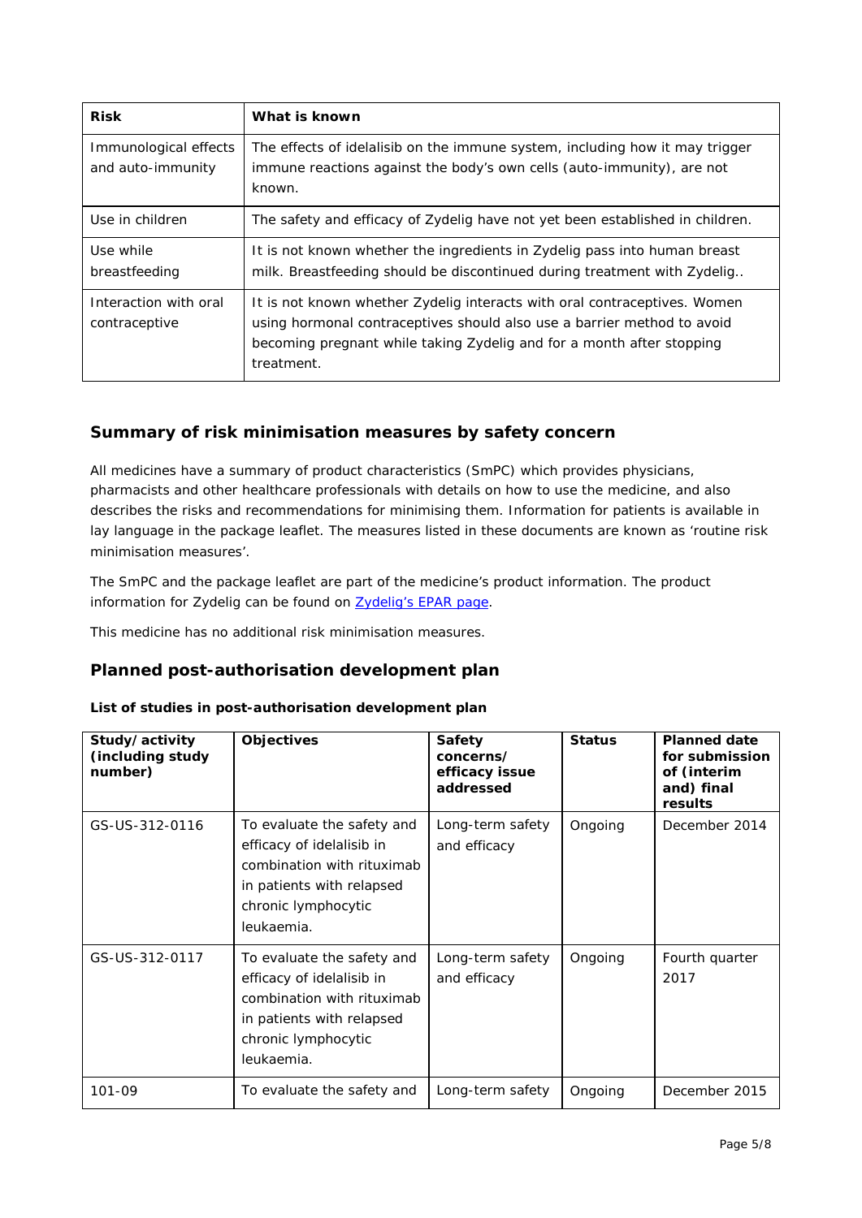| Risk | What is known |
|---|---|
| Immunological effects and auto-immunity | The effects of idelalisib on the immune system, including how it may trigger immune reactions against the body's own cells (auto-immunity), are not known. |
| Use in children | The safety and efficacy of Zydelig have not yet been established in children. |
| Use while breastfeeding | It is not known whether the ingredients in Zydelig pass into human breast milk. Breastfeeding should be discontinued during treatment with Zydelig.. |
| Interaction with oral contraceptive | It is not known whether Zydelig interacts with oral contraceptives. Women using hormonal contraceptives should also use a barrier method to avoid becoming pregnant while taking Zydelig and for a month after stopping treatment. |

## Summary of risk minimisation measures by safety concern

All medicines have a summary of product characteristics (SmPC) which provides physicians, pharmacists and other healthcare professionals with details on how to use the medicine, and also describes the risks and recommendations for minimising them. Information for patients is available in lay language in the package leaflet. The measures listed in these documents are known as 'routine risk minimisation measures'.

The SmPC and the package leaflet are part of the medicine's product information. The product information for Zydelig can be found on Zydelig's EPAR page.

This medicine has no additional risk minimisation measures.

## Planned post-authorisation development plan

**List of studies in post-authorisation development plan**

| Study/activity (including study number) | Objectives | Safety concerns/ efficacy issue addressed | Status | Planned date for submission of (interim and) final results |
|---|---|---|---|---|
| GS-US-312-0116 | To evaluate the safety and efficacy of idelalisib in combination with rituximab in patients with relapsed chronic lymphocytic leukaemia. | Long-term safety and efficacy | Ongoing | December 2014 |
| GS-US-312-0117 | To evaluate the safety and efficacy of idelalisib in combination with rituximab in patients with relapsed chronic lymphocytic leukaemia. | Long-term safety and efficacy | Ongoing | Fourth quarter 2017 |
| 101-09 | To evaluate the safety and | Long-term safety | Ongoing | December 2015 |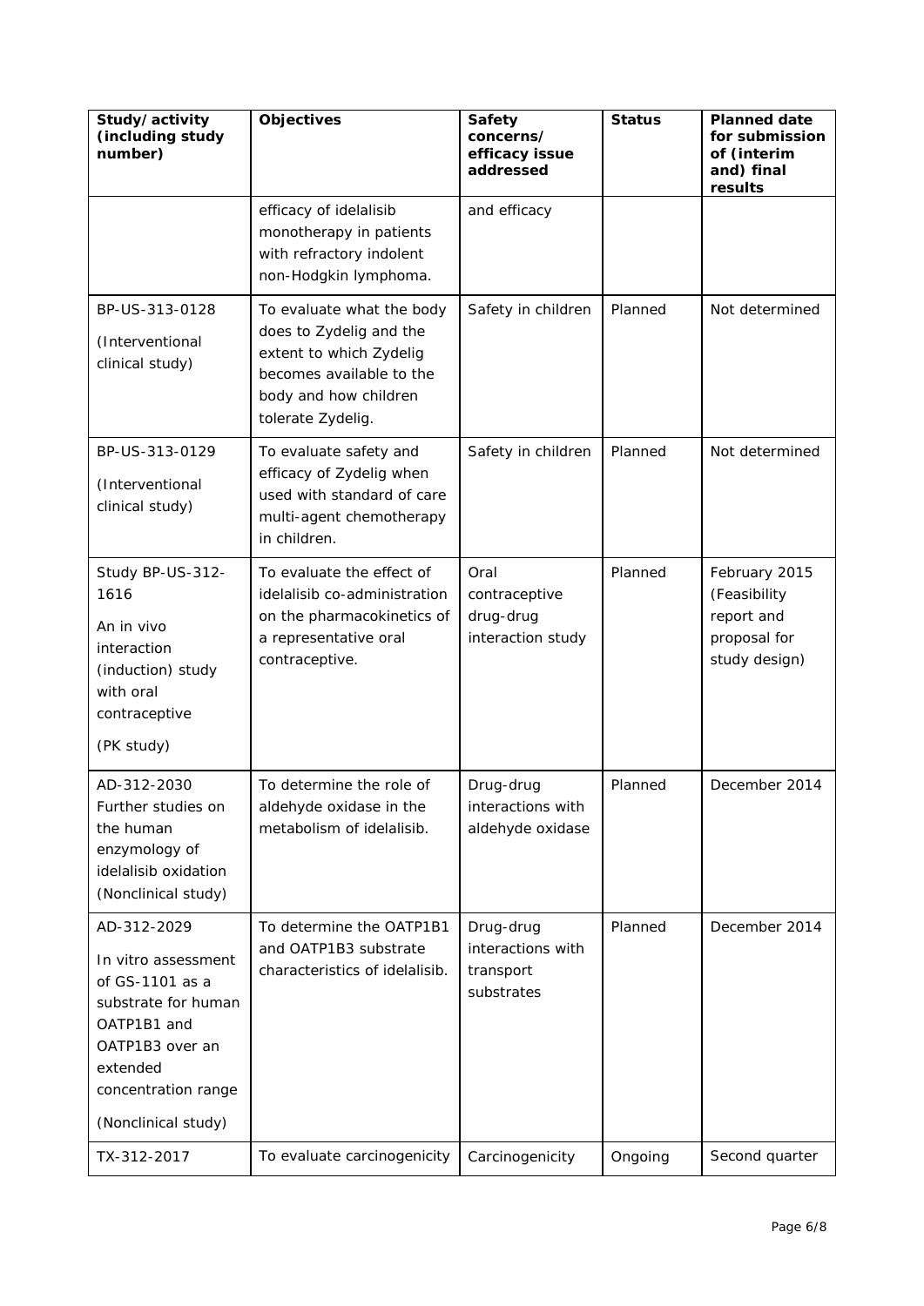| Study/activity (including study number) | Objectives | Safety concerns/ efficacy issue addressed | Status | Planned date for submission of (interim and) final results |
| --- | --- | --- | --- | --- |
| | efficacy of idelalisib monotherapy in patients with refractory indolent non-Hodgkin lymphoma. | and efficacy | | |
| BP-US-313-0128 (Interventional clinical study) | To evaluate what the body does to Zydelig and the extent to which Zydelig becomes available to the body and how children tolerate Zydelig. | Safety in children | Planned | Not determined |
| BP-US-313-0129 (Interventional clinical study) | To evaluate safety and efficacy of Zydelig when used with standard of care multi-agent chemotherapy in children. | Safety in children | Planned | Not determined |
| Study BP-US-312-1616 An in vivo interaction (induction) study with oral contraceptive (PK study) | To evaluate the effect of idelalisib co-administration on the pharmacokinetics of a representative oral contraceptive. | Oral contraceptive drug-drug interaction study | Planned | February 2015 (Feasibility report and proposal for study design) |
| AD-312-2030 Further studies on the human enzymology of idelalisib oxidation (Nonclinical study) | To determine the role of aldehyde oxidase in the metabolism of idelalisib. | Drug-drug interactions with aldehyde oxidase | Planned | December 2014 |
| AD-312-2029 In vitro assessment of GS-1101 as a substrate for human OATP1B1 and OATP1B3 over an extended concentration range (Nonclinical study) | To determine the OATP1B1 and OATP1B3 substrate characteristics of idelalisib. | Drug-drug interactions with transport substrates | Planned | December 2014 |
| TX-312-2017 | To evaluate carcinogenicity | Carcinogenicity | Ongoing | Second quarter |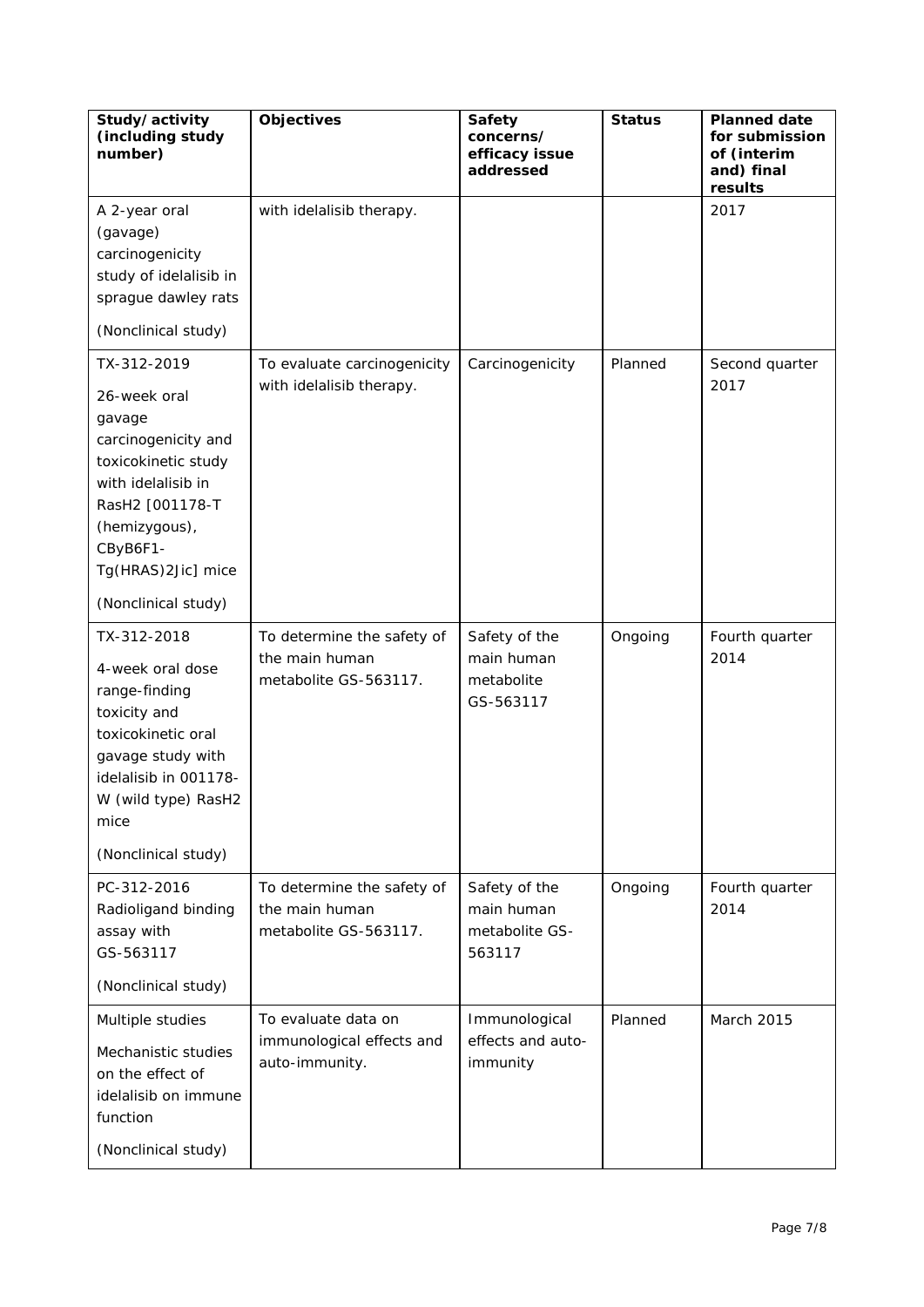| Study/activity (including study number) | Objectives | Safety concerns/ efficacy issue addressed | Status | Planned date for submission of (interim and) final results |
| --- | --- | --- | --- | --- |
| A 2-year oral (gavage) carcinogenicity study of idelalisib in sprague dawley rats<br><br>(Nonclinical study) | with idelalisib therapy. | | | 2017 |
| TX-312-2019<br><br>26-week oral gavage carcinogenicity and toxicokinetic study with idelalisib in RasH2 [001178-T (hemizygous), CByB6F1-Tg(HRAS)2Jic] mice<br><br>(Nonclinical study) | To evaluate carcinogenicity with idelalisib therapy. | Carcinogenicity | Planned | Second quarter 2017 |
| TX-312-2018<br><br>4-week oral dose range-finding toxicity and toxicokinetic oral gavage study with idelalisib in 001178-W (wild type) RasH2 mice<br><br>(Nonclinical study) | To determine the safety of the main human metabolite GS-563117. | Safety of the main human metabolite GS-563117 | Ongoing | Fourth quarter 2014 |
| PC-312-2016 Radioligand binding assay with GS-563117<br><br>(Nonclinical study) | To determine the safety of the main human metabolite GS-563117. | Safety of the main human metabolite GS-563117 | Ongoing | Fourth quarter 2014 |
| Multiple studies<br><br>Mechanistic studies on the effect of idelalisib on immune function<br><br>(Nonclinical study) | To evaluate data on immunological effects and auto-immunity. | Immunological effects and auto-immunity | Planned | March 2015 |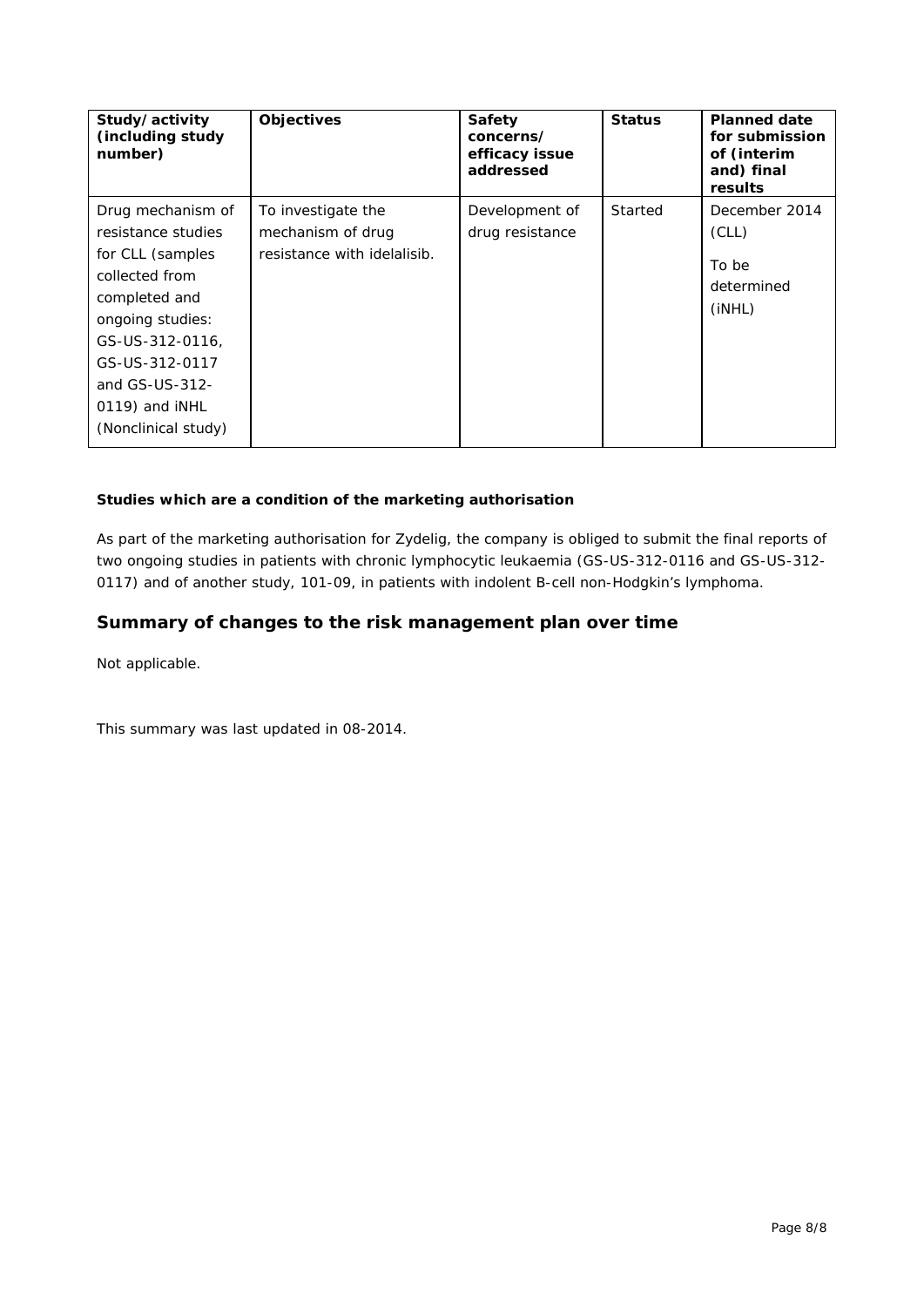| Study/activity (including study number) | Objectives | Safety concerns/ efficacy issue addressed | Status | Planned date for submission of (interim and) final results |
|---|---|---|---|---|
| Drug mechanism of resistance studies for CLL (samples collected from completed and ongoing studies: GS-US-312-0116, GS-US-312-0117 and GS-US-312-0119) and iNHL (Nonclinical study) | To investigate the mechanism of drug resistance with idelalisib. | Development of drug resistance | Started | December 2014 (CLL)<br>To be determined (iNHL) |

**Studies which are a condition of the marketing authorisation**

As part of the marketing authorisation for Zydelig, the company is obliged to submit the final reports of two ongoing studies in patients with chronic lymphocytic leukaemia (GS-US-312-0116 and GS-US-312-0117) and of another study, 101-09, in patients with indolent B-cell non-Hodgkin's lymphoma.

## Summary of changes to the risk management plan over time

Not applicable.

This summary was last updated in 08-2014.